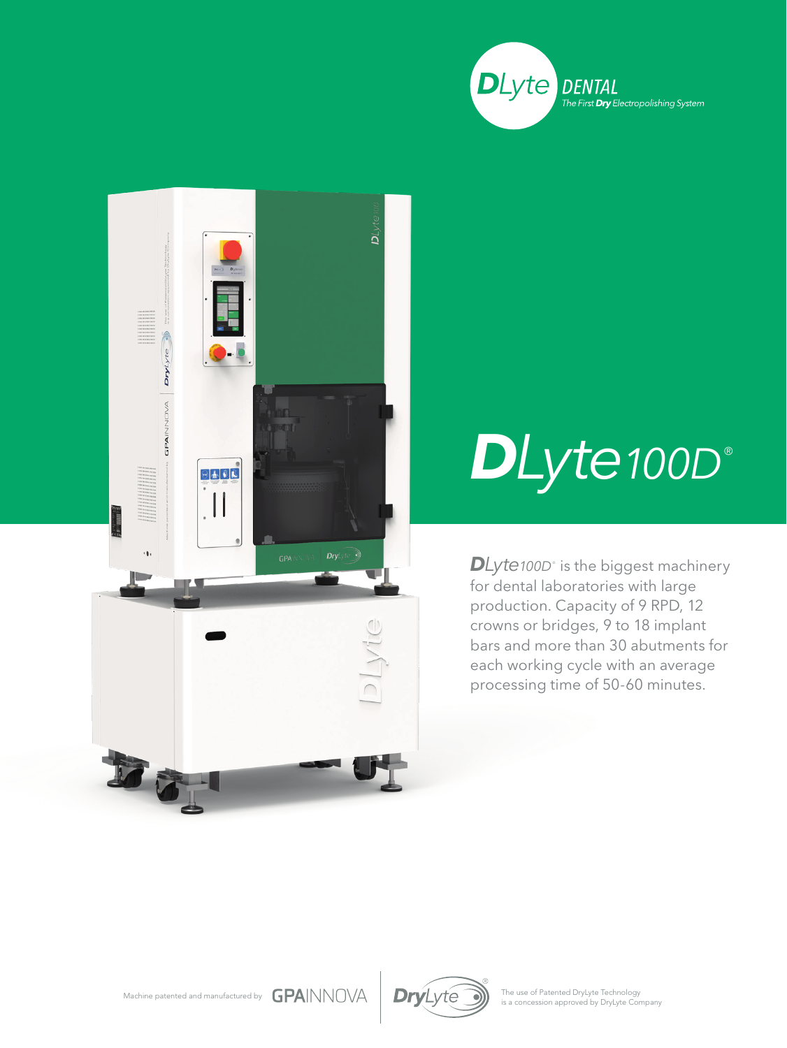**DLyte DENTAL**
*The First **Dry** Electropolishing System*

# DLyte100D®

***DLyte**100D*® is the biggest machinery for dental laboratories with large production. Capacity of 9 RPD, 12 crowns or bridges, 9 to 18 implant bars and more than 30 abutments for each working cycle with an average processing time of 50-60 minutes.

Machine patented and manufactured by GPAINNOVA

DryLyte®

The use of Patented DryLyte Technology is a concession approved by DryLyte Company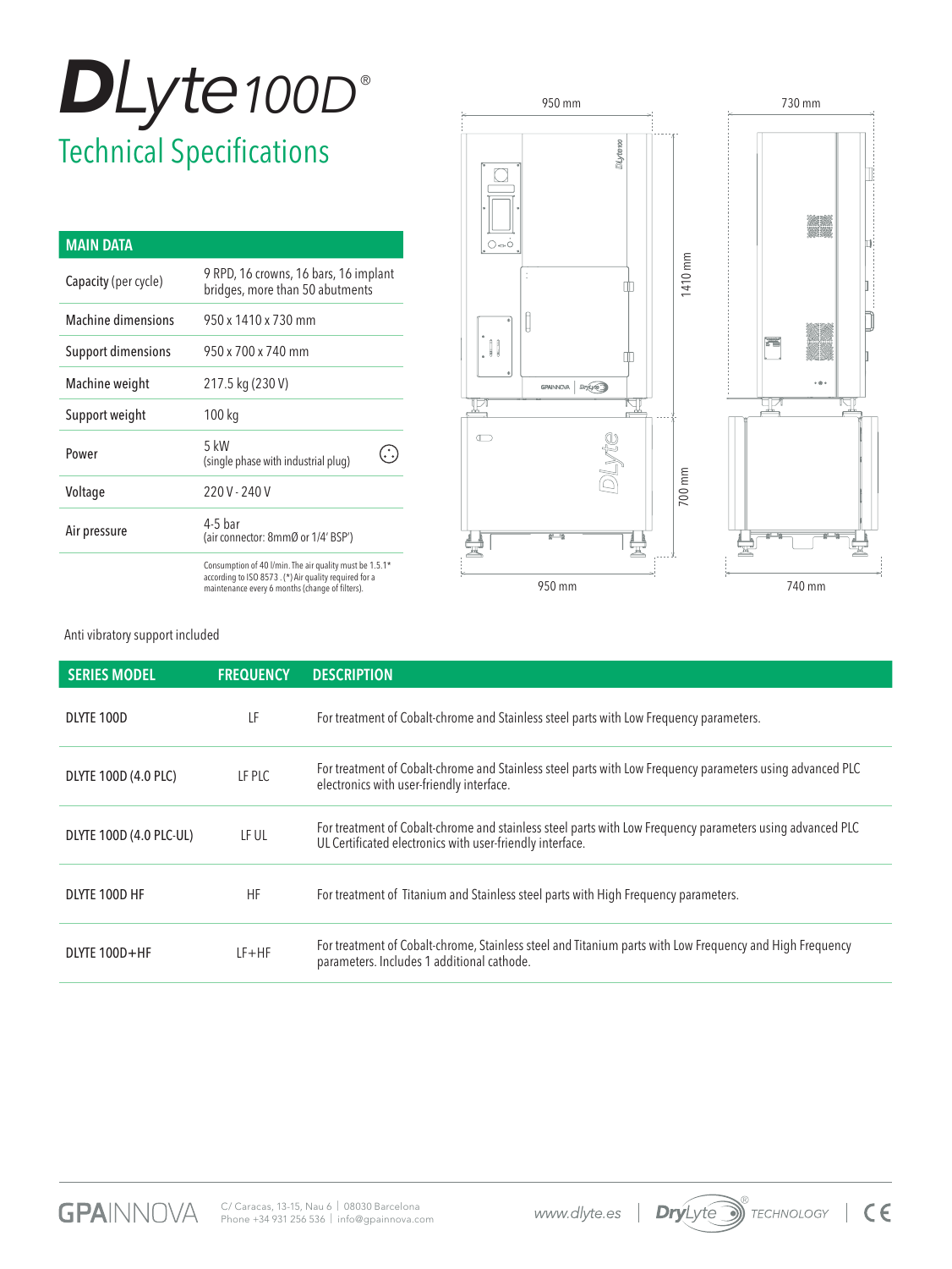# DLyte 100D®

## Technical Specifications

| MAIN DATA | |
|---|---|
| Capacity (per cycle) | 9 RPD, 16 crowns, 16 bars, 16 implant bridges, more than 50 abutments |
| Machine dimensions | 950 x 1410 x 730 mm |
| Support dimensions | 950 x 700 x 740 mm |
| Machine weight | 217.5 kg (230 V) |
| Support weight | 100 kg |
| Power | 5 kW (single phase with industrial plug) |
| Voltage | 220 V - 240 V |
| Air pressure | 4-5 bar (air connector: 8mmØ or 1/4' BSP') |
| | Consumption of 40 l/min. The air quality must be 1.5.1* according to ISO 8573 . (*) Air quality required for a maintenance every 6 months (change of filters). |

950 mm
730 mm
1410 mm
700 mm
950 mm
740 mm

Anti vibratory support included

| SERIES MODEL | FREQUENCY | DESCRIPTION |
|---|---|---|
| DLYTE 100D | LF | For treatment of Cobalt-chrome and Stainless steel parts with Low Frequency parameters. |
| DLYTE 100D (4.0 PLC) | LF PLC | For treatment of Cobalt-chrome and Stainless steel parts with Low Frequency parameters using advanced PLC electronics with user-friendly interface. |
| DLYTE 100D (4.0 PLC-UL) | LF UL | For treatment of Cobalt-chrome and stainless steel parts with Low Frequency parameters using advanced PLC UL Certificated electronics with user-friendly interface. |
| DLYTE 100D HF | HF | For treatment of Titanium and Stainless steel parts with High Frequency parameters. |
| DLYTE 100D+HF | LF+HF | For treatment of Cobalt-chrome, Stainless steel and Titanium parts with Low Frequency and High Frequency parameters. Includes 1 additional cathode. |

GPAINNOVA C/ Caracas, 13-15, Nau 6 | 08030 Barcelona Phone +34 931 256 536 | info@gpainnova.com

www.dlyte.es | DryLyte® TECHNOLOGY | CE